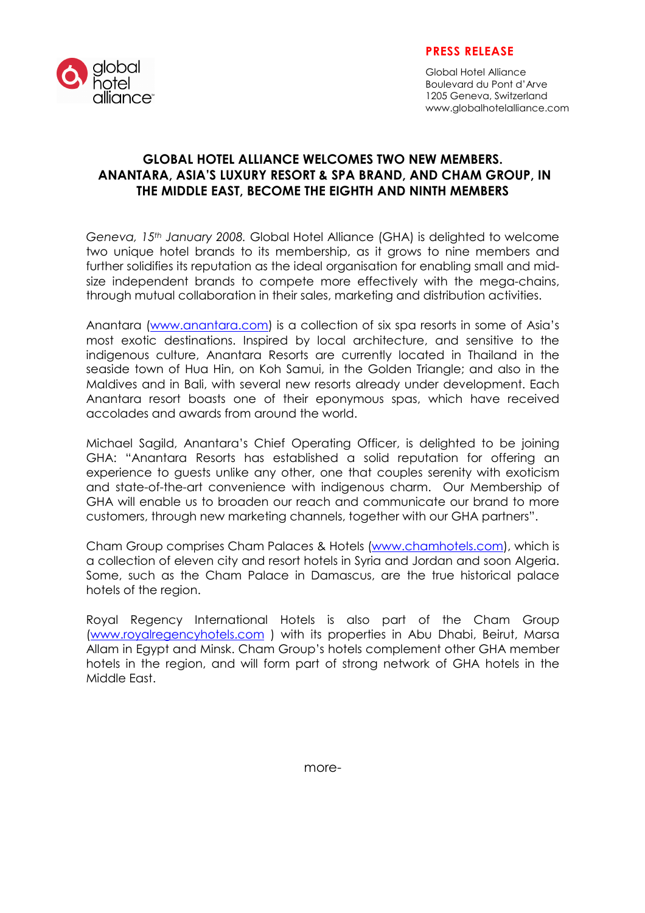**PRESS RELEASE**

Global Hotel Alliance
Boulevard du Pont d'Arve
1205 Geneva, Switzerland
www.globalhotelalliance.com

# GLOBAL HOTEL ALLIANCE WELCOMES TWO NEW MEMBERS. ANANTARA, ASIA'S LUXURY RESORT & SPA BRAND, AND CHAM GROUP, IN THE MIDDLE EAST, BECOME THE EIGHTH AND NINTH MEMBERS

*Geneva, 15th January 2008.* Global Hotel Alliance (GHA) is delighted to welcome two unique hotel brands to its membership, as it grows to nine members and further solidifies its reputation as the ideal organisation for enabling small and mid-size independent brands to compete more effectively with the mega-chains, through mutual collaboration in their sales, marketing and distribution activities.

Anantara (www.anantara.com) is a collection of six spa resorts in some of Asia's most exotic destinations. Inspired by local architecture, and sensitive to the indigenous culture, Anantara Resorts are currently located in Thailand in the seaside town of Hua Hin, on Koh Samui, in the Golden Triangle; and also in the Maldives and in Bali, with several new resorts already under development. Each Anantara resort boasts one of their eponymous spas, which have received accolades and awards from around the world.

Michael Sagild, Anantara's Chief Operating Officer, is delighted to be joining GHA: "Anantara Resorts has established a solid reputation for offering an experience to guests unlike any other, one that couples serenity with exoticism and state-of-the-art convenience with indigenous charm. Our Membership of GHA will enable us to broaden our reach and communicate our brand to more customers, through new marketing channels, together with our GHA partners".

Cham Group comprises Cham Palaces & Hotels (www.chamhotels.com), which is a collection of eleven city and resort hotels in Syria and Jordan and soon Algeria. Some, such as the Cham Palace in Damascus, are the true historical palace hotels of the region.

Royal Regency International Hotels is also part of the Cham Group (www.royalregencyhotels.com ) with its properties in Abu Dhabi, Beirut, Marsa Allam in Egypt and Minsk. Cham Group's hotels complement other GHA member hotels in the region, and will form part of strong network of GHA hotels in the Middle East.

more-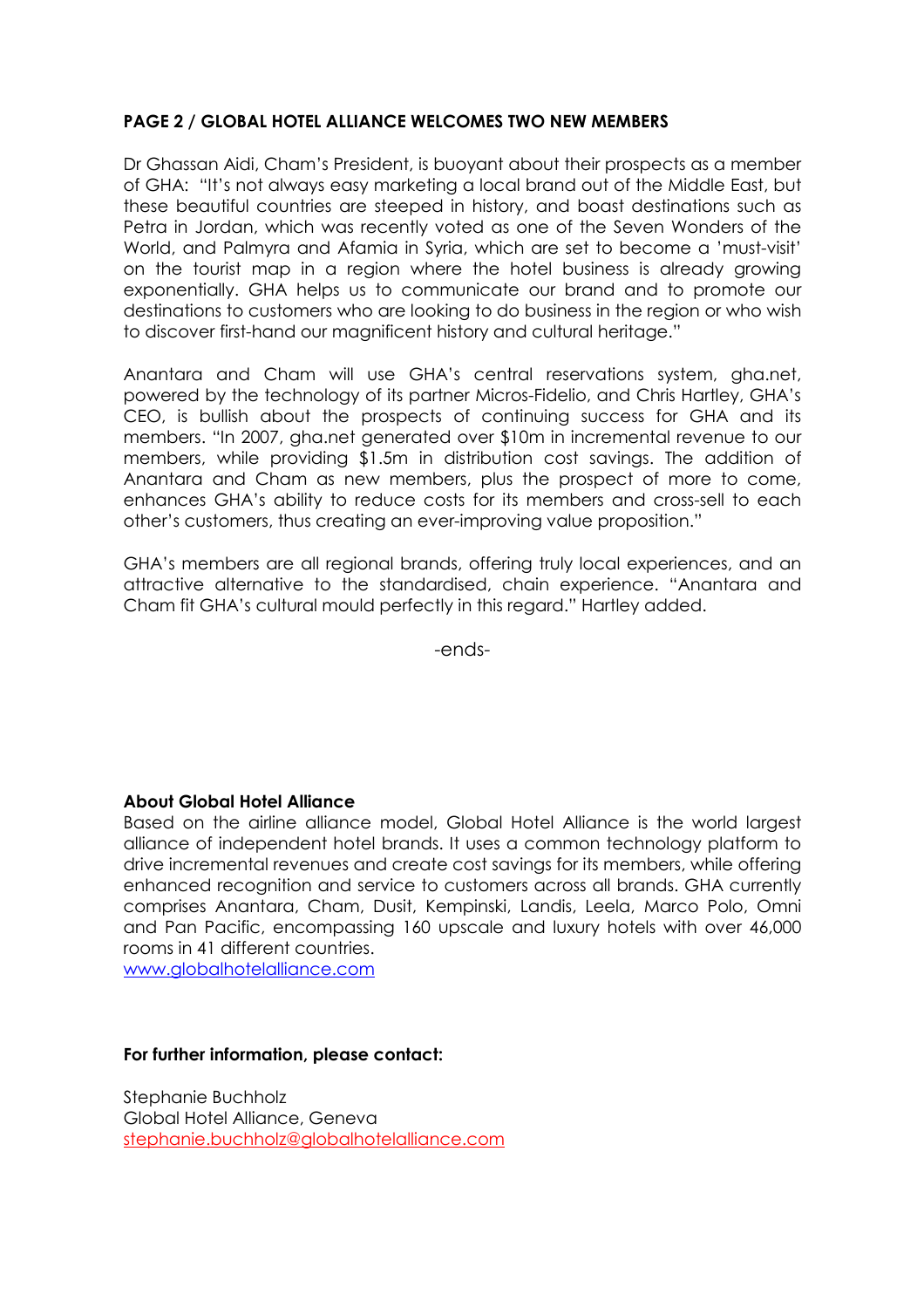**PAGE 2 / GLOBAL HOTEL ALLIANCE WELCOMES TWO NEW MEMBERS**

Dr Ghassan Aidi, Cham's President, is buoyant about their prospects as a member of GHA: "It's not always easy marketing a local brand out of the Middle East, but these beautiful countries are steeped in history, and boast destinations such as Petra in Jordan, which was recently voted as one of the Seven Wonders of the World, and Palmyra and Afamia in Syria, which are set to become a 'must-visit' on the tourist map in a region where the hotel business is already growing exponentially. GHA helps us to communicate our brand and to promote our destinations to customers who are looking to do business in the region or who wish to discover first-hand our magnificent history and cultural heritage."

Anantara and Cham will use GHA's central reservations system, gha.net, powered by the technology of its partner Micros-Fidelio, and Chris Hartley, GHA's CEO, is bullish about the prospects of continuing success for GHA and its members. "In 2007, gha.net generated over $10m in incremental revenue to our members, while providing $1.5m in distribution cost savings. The addition of Anantara and Cham as new members, plus the prospect of more to come, enhances GHA's ability to reduce costs for its members and cross-sell to each other's customers, thus creating an ever-improving value proposition."

GHA's members are all regional brands, offering truly local experiences, and an attractive alternative to the standardised, chain experience. "Anantara and Cham fit GHA's cultural mould perfectly in this regard." Hartley added.

-ends-

**About Global Hotel Alliance**

Based on the airline alliance model, Global Hotel Alliance is the world largest alliance of independent hotel brands. It uses a common technology platform to drive incremental revenues and create cost savings for its members, while offering enhanced recognition and service to customers across all brands. GHA currently comprises Anantara, Cham, Dusit, Kempinski, Landis, Leela, Marco Polo, Omni and Pan Pacific, encompassing 160 upscale and luxury hotels with over 46,000 rooms in 41 different countries.
www.globalhotelalliance.com

**For further information, please contact:**

Stephanie Buchholz
Global Hotel Alliance, Geneva
stephanie.buchholz@globalhotelalliance.com